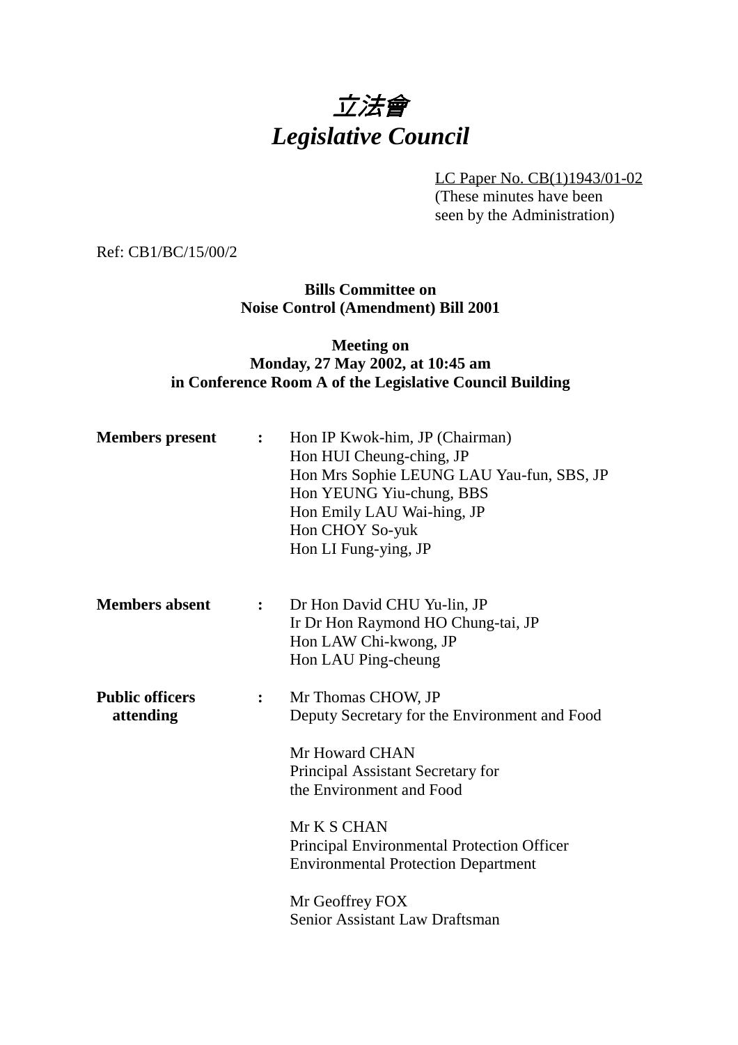# 立法會
# *Legislative Council*

LC Paper No. CB(1)1943/01-02
(These minutes have been seen by the Administration)

Ref: CB1/BC/15/00/2

**Bills Committee on**
**Noise Control (Amendment) Bill 2001**

**Meeting on**
**Monday, 27 May 2002, at 10:45 am**
**in Conference Room A of the Legislative Council Building**

| | | |
|---|---|---|
| **Members present** | **:** | Hon IP Kwok-him, JP (Chairman)<br>Hon HUI Cheung-ching, JP<br>Hon Mrs Sophie LEUNG LAU Yau-fun, SBS, JP<br>Hon YEUNG Yiu-chung, BBS<br>Hon Emily LAU Wai-hing, JP<br>Hon CHOY So-yuk<br>Hon LI Fung-ying, JP |
| **Members absent** | **:** | Dr Hon David CHU Yu-lin, JP<br>Ir Dr Hon Raymond HO Chung-tai, JP<br>Hon LAW Chi-kwong, JP<br>Hon LAU Ping-cheung |
| **Public officers attending** | **:** | Mr Thomas CHOW, JP<br>Deputy Secretary for the Environment and Food<br><br>Mr Howard CHAN<br>Principal Assistant Secretary for the Environment and Food<br><br>Mr K S CHAN<br>Principal Environmental Protection Officer<br>Environmental Protection Department<br><br>Mr Geoffrey FOX<br>Senior Assistant Law Draftsman |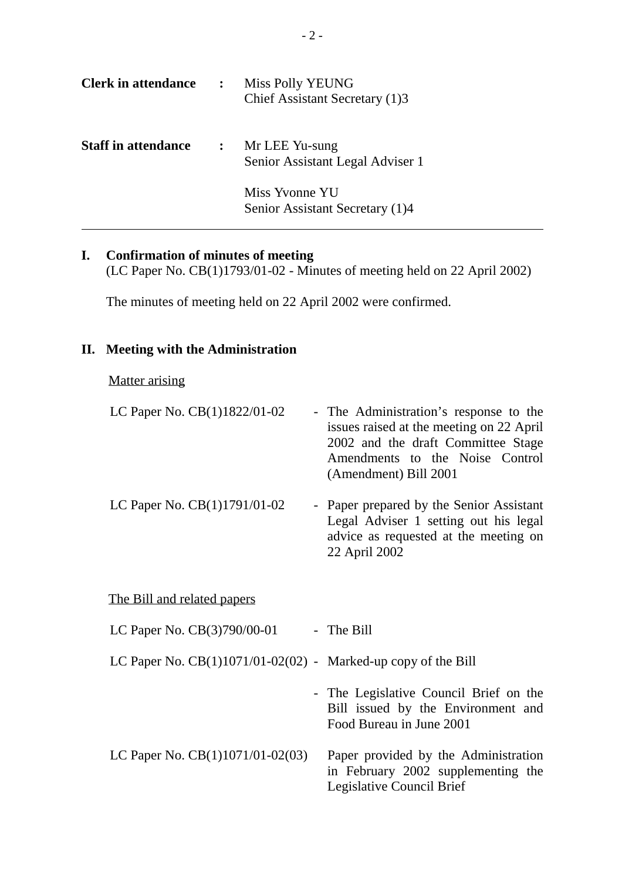| | | |
|---|---|---|
| **Clerk in attendance** | **:** | Miss Polly YEUNG<br>Chief Assistant Secretary (1)3 |
| **Staff in attendance** | **:** | Mr LEE Yu-sung<br>Senior Assistant Legal Adviser 1<br><br>Miss Yvonne YU<br>Senior Assistant Secretary (1)4 |

---

## I. Confirmation of minutes of meeting

(LC Paper No. CB(1)1793/01-02 - Minutes of meeting held on 22 April 2002)

The minutes of meeting held on 22 April 2002 were confirmed.

## II. Meeting with the Administration

Matter arising

| | | |
|---|---|---|
| LC Paper No. CB(1)1822/01-02 | - | The Administration's response to the issues raised at the meeting on 22 April 2002 and the draft Committee Stage Amendments to the Noise Control (Amendment) Bill 2001 |
| LC Paper No. CB(1)1791/01-02 | - | Paper prepared by the Senior Assistant Legal Adviser 1 setting out his legal advice as requested at the meeting on 22 April 2002 |

The Bill and related papers

| | | |
|---|---|---|
| LC Paper No. CB(3)790/00-01 | - | The Bill |
| LC Paper No. CB(1)1071/01-02(02) | - | Marked-up copy of the Bill |
| | - | The Legislative Council Brief on the Bill issued by the Environment and Food Bureau in June 2001 |
| LC Paper No. CB(1)1071/01-02(03) | | Paper provided by the Administration in February 2002 supplementing the Legislative Council Brief |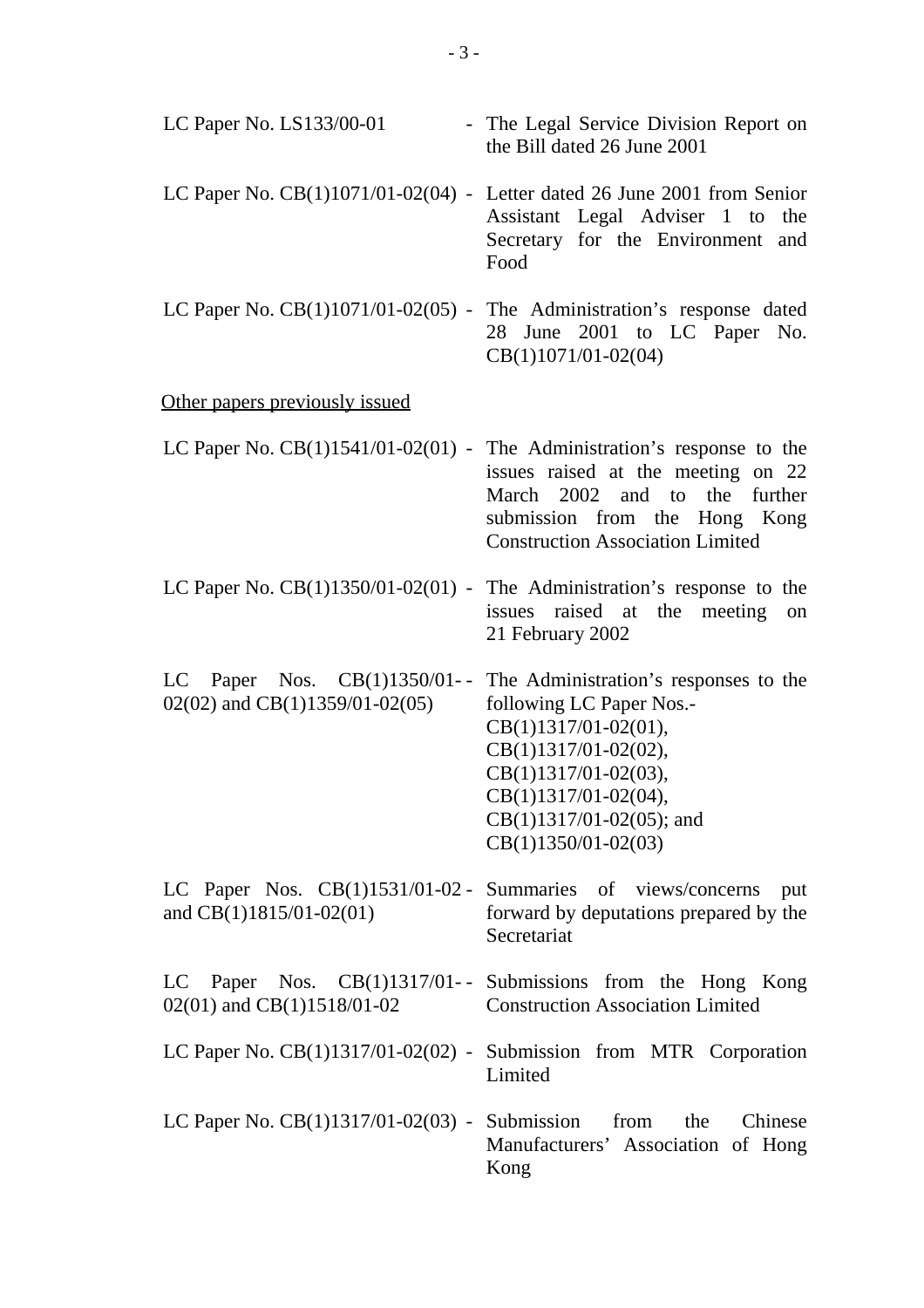| | | |
|---|---|---|
| LC Paper No. LS133/00-01 | - | The Legal Service Division Report on the Bill dated 26 June 2001 |
| LC Paper No. CB(1)1071/01-02(04) | - | Letter dated 26 June 2001 from Senior Assistant Legal Adviser 1 to the Secretary for the Environment and Food |
| LC Paper No. CB(1)1071/01-02(05) | - | The Administration's response dated 28 June 2001 to LC Paper No. CB(1)1071/01-02(04) |

<u>Other papers previously issued</u>

| | | |
|---|---|---|
| LC Paper No. CB(1)1541/01-02(01) | - | The Administration's response to the issues raised at the meeting on 22 March 2002 and to the further submission from the Hong Kong Construction Association Limited |
| LC Paper No. CB(1)1350/01-02(01) | - | The Administration's response to the issues raised at the meeting on 21 February 2002 |
| LC Paper Nos. CB(1)1350/01-02(02) and CB(1)1359/01-02(05) | - | The Administration's responses to the following LC Paper Nos.- CB(1)1317/01-02(01), CB(1)1317/01-02(02), CB(1)1317/01-02(03), CB(1)1317/01-02(04), CB(1)1317/01-02(05); and CB(1)1350/01-02(03) |
| LC Paper Nos. CB(1)1531/01-02 and CB(1)1815/01-02(01) | - | Summaries of views/concerns put forward by deputations prepared by the Secretariat |
| LC Paper Nos. CB(1)1317/01-02(01) and CB(1)1518/01-02 | - | Submissions from the Hong Kong Construction Association Limited |
| LC Paper No. CB(1)1317/01-02(02) | - | Submission from MTR Corporation Limited |
| LC Paper No. CB(1)1317/01-02(03) | - | Submission from the Chinese Manufacturers' Association of Hong Kong |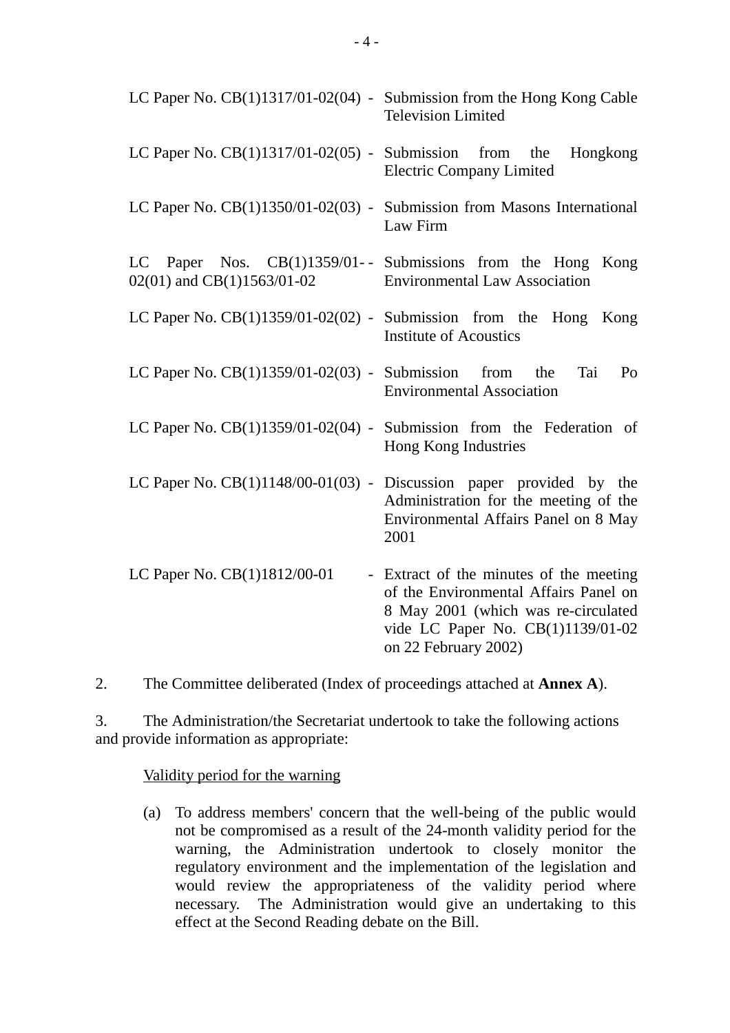| | | |
|---|---|---|
| LC Paper No. CB(1)1317/01-02(04) | - | Submission from the Hong Kong Cable Television Limited |
| LC Paper No. CB(1)1317/01-02(05) | - | Submission from the Hongkong Electric Company Limited |
| LC Paper No. CB(1)1350/01-02(03) | - | Submission from Masons International Law Firm |
| LC Paper Nos. CB(1)1359/01-02(01) and CB(1)1563/01-02 | - | Submissions from the Hong Kong Environmental Law Association |
| LC Paper No. CB(1)1359/01-02(02) | - | Submission from the Hong Kong Institute of Acoustics |
| LC Paper No. CB(1)1359/01-02(03) | - | Submission from the Tai Po Environmental Association |
| LC Paper No. CB(1)1359/01-02(04) | - | Submission from the Federation of Hong Kong Industries |
| LC Paper No. CB(1)1148/00-01(03) | - | Discussion paper provided by the Administration for the meeting of the Environmental Affairs Panel on 8 May 2001 |
| LC Paper No. CB(1)1812/00-01 | - | Extract of the minutes of the meeting of the Environmental Affairs Panel on 8 May 2001 (which was re-circulated vide LC Paper No. CB(1)1139/01-02 on 22 February 2002) |

2. The Committee deliberated (Index of proceedings attached at **Annex A**).

3. The Administration/the Secretariat undertook to take the following actions and provide information as appropriate:

Validity period for the warning

(a) To address members' concern that the well-being of the public would not be compromised as a result of the 24-month validity period for the warning, the Administration undertook to closely monitor the regulatory environment and the implementation of the legislation and would review the appropriateness of the validity period where necessary. The Administration would give an undertaking to this effect at the Second Reading debate on the Bill.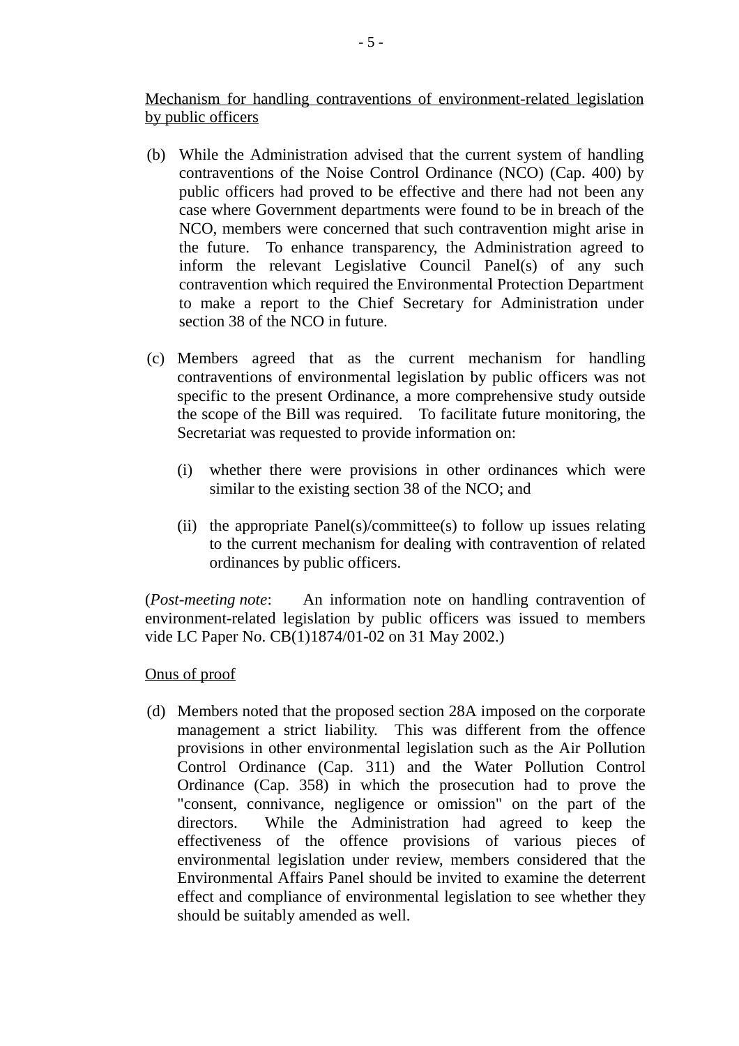Mechanism for handling contraventions of environment-related legislation by public officers

(b) While the Administration advised that the current system of handling contraventions of the Noise Control Ordinance (NCO) (Cap. 400) by public officers had proved to be effective and there had not been any case where Government departments were found to be in breach of the NCO, members were concerned that such contravention might arise in the future. To enhance transparency, the Administration agreed to inform the relevant Legislative Council Panel(s) of any such contravention which required the Environmental Protection Department to make a report to the Chief Secretary for Administration under section 38 of the NCO in future.

(c) Members agreed that as the current mechanism for handling contraventions of environmental legislation by public officers was not specific to the present Ordinance, a more comprehensive study outside the scope of the Bill was required. To facilitate future monitoring, the Secretariat was requested to provide information on:

   (i) whether there were provisions in other ordinances which were similar to the existing section 38 of the NCO; and

   (ii) the appropriate Panel(s)/committee(s) to follow up issues relating to the current mechanism for dealing with contravention of related ordinances by public officers.

(*Post-meeting note*: An information note on handling contravention of environment-related legislation by public officers was issued to members vide LC Paper No. CB(1)1874/01-02 on 31 May 2002.)

Onus of proof

(d) Members noted that the proposed section 28A imposed on the corporate management a strict liability. This was different from the offence provisions in other environmental legislation such as the Air Pollution Control Ordinance (Cap. 311) and the Water Pollution Control Ordinance (Cap. 358) in which the prosecution had to prove the "consent, connivance, negligence or omission" on the part of the directors. While the Administration had agreed to keep the effectiveness of the offence provisions of various pieces of environmental legislation under review, members considered that the Environmental Affairs Panel should be invited to examine the deterrent effect and compliance of environmental legislation to see whether they should be suitably amended as well.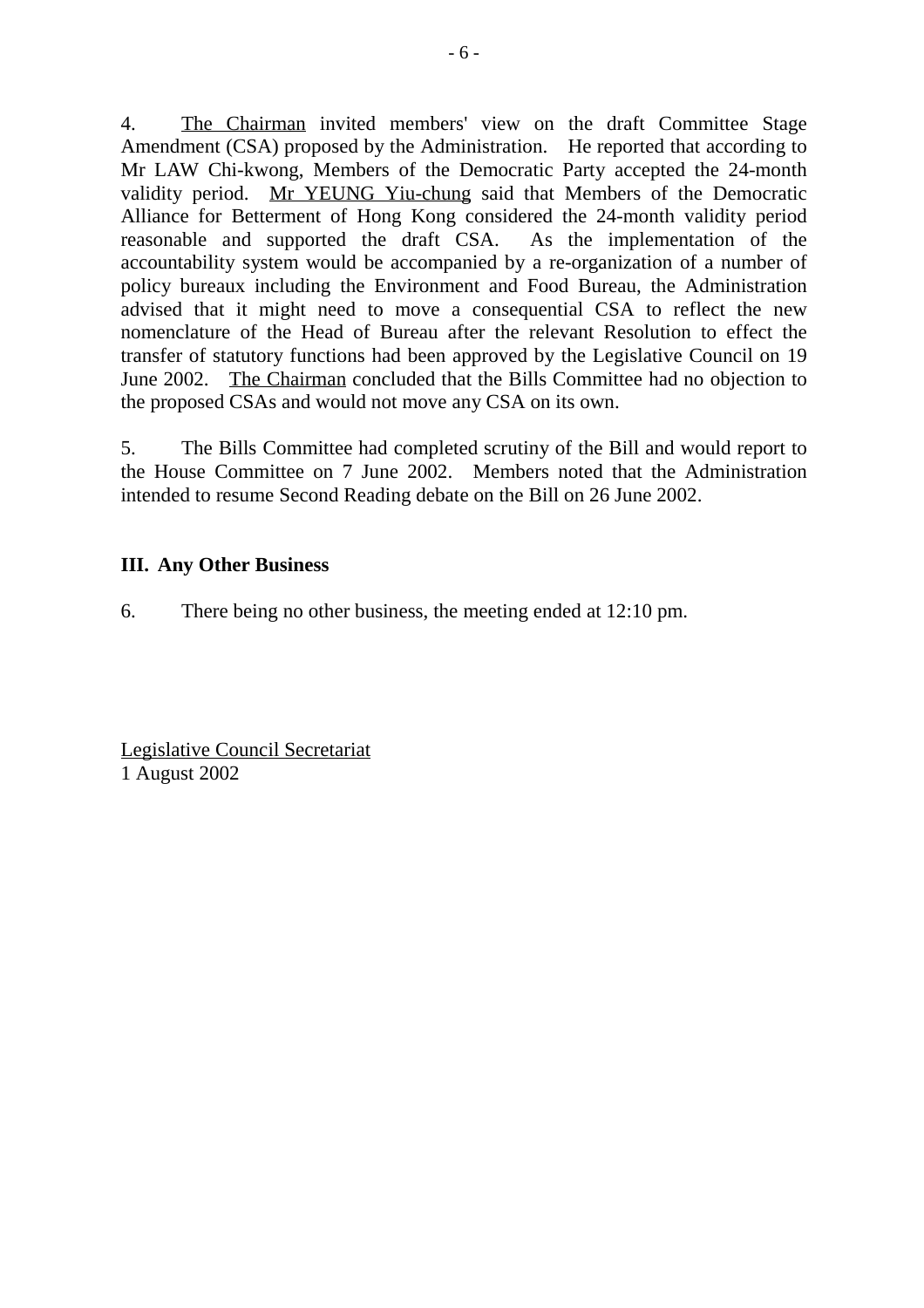4. The Chairman invited members' view on the draft Committee Stage Amendment (CSA) proposed by the Administration. He reported that according to Mr LAW Chi-kwong, Members of the Democratic Party accepted the 24-month validity period. Mr YEUNG Yiu-chung said that Members of the Democratic Alliance for Betterment of Hong Kong considered the 24-month validity period reasonable and supported the draft CSA. As the implementation of the accountability system would be accompanied by a re-organization of a number of policy bureaux including the Environment and Food Bureau, the Administration advised that it might need to move a consequential CSA to reflect the new nomenclature of the Head of Bureau after the relevant Resolution to effect the transfer of statutory functions had been approved by the Legislative Council on 19 June 2002. The Chairman concluded that the Bills Committee had no objection to the proposed CSAs and would not move any CSA on its own.

5. The Bills Committee had completed scrutiny of the Bill and would report to the House Committee on 7 June 2002. Members noted that the Administration intended to resume Second Reading debate on the Bill on 26 June 2002.

### III. Any Other Business

6. There being no other business, the meeting ended at 12:10 pm.

Legislative Council Secretariat
1 August 2002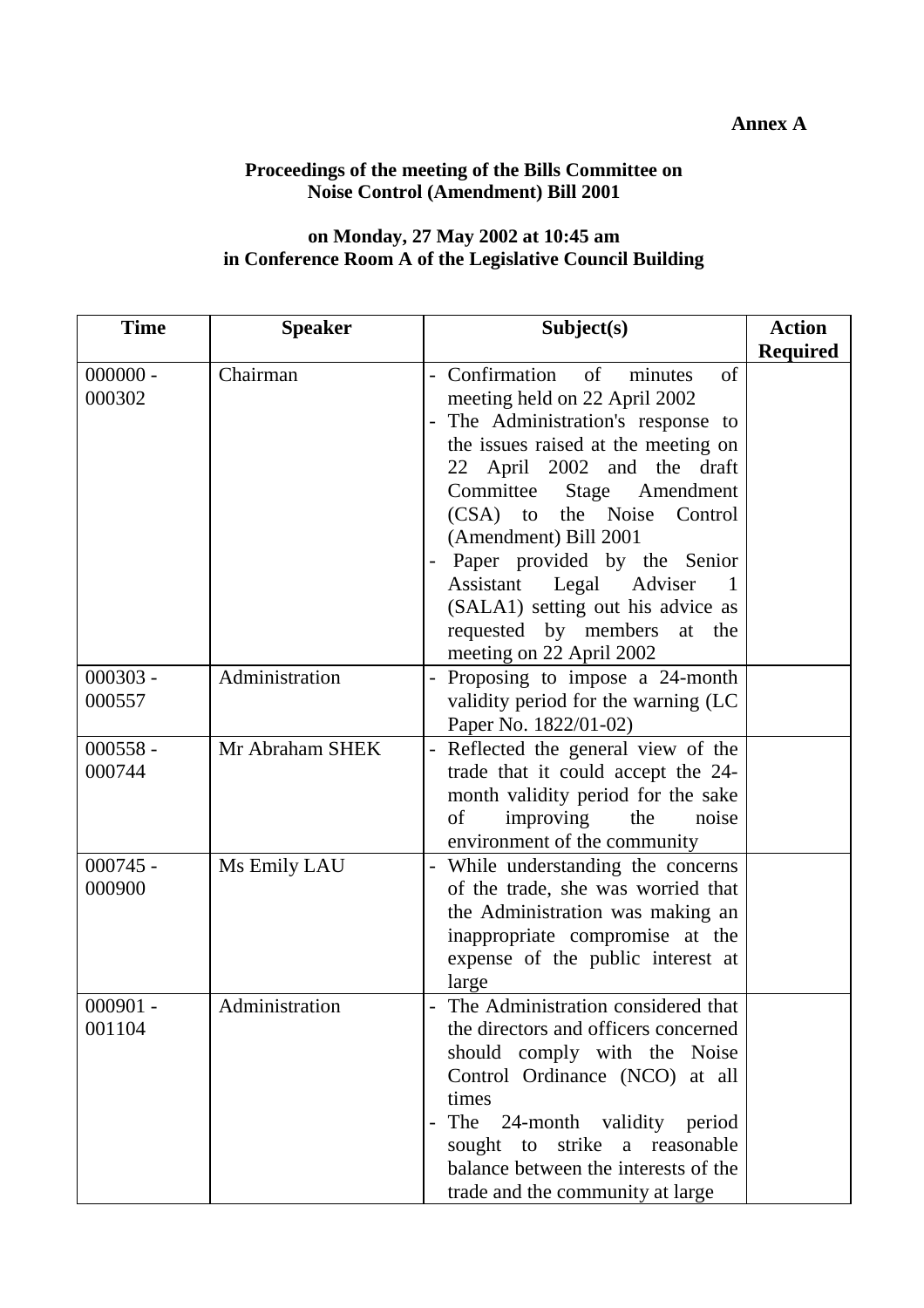**Annex A**

**Proceedings of the meeting of the Bills Committee on Noise Control (Amendment) Bill 2001**

**on Monday, 27 May 2002 at 10:45 am in Conference Room A of the Legislative Council Building**

| Time | Speaker | Subject(s) | Action Required |
|---|---|---|---|
| 000000 - 000302 | Chairman | - Confirmation of minutes of meeting held on 22 April 2002<br>- The Administration's response to the issues raised at the meeting on 22 April 2002 and the draft Committee Stage Amendment (CSA) to the Noise Control (Amendment) Bill 2001<br>- Paper provided by the Senior Assistant Legal Adviser 1 (SALA1) setting out his advice as requested by members at the meeting on 22 April 2002 | |
| 000303 - 000557 | Administration | - Proposing to impose a 24-month validity period for the warning (LC Paper No. 1822/01-02) | |
| 000558 - 000744 | Mr Abraham SHEK | - Reflected the general view of the trade that it could accept the 24-month validity period for the sake of improving the noise environment of the community | |
| 000745 - 000900 | Ms Emily LAU | - While understanding the concerns of the trade, she was worried that the Administration was making an inappropriate compromise at the expense of the public interest at large | |
| 000901 - 001104 | Administration | - The Administration considered that the directors and officers concerned should comply with the Noise Control Ordinance (NCO) at all times<br>- The 24-month validity period sought to strike a reasonable balance between the interests of the trade and the community at large | |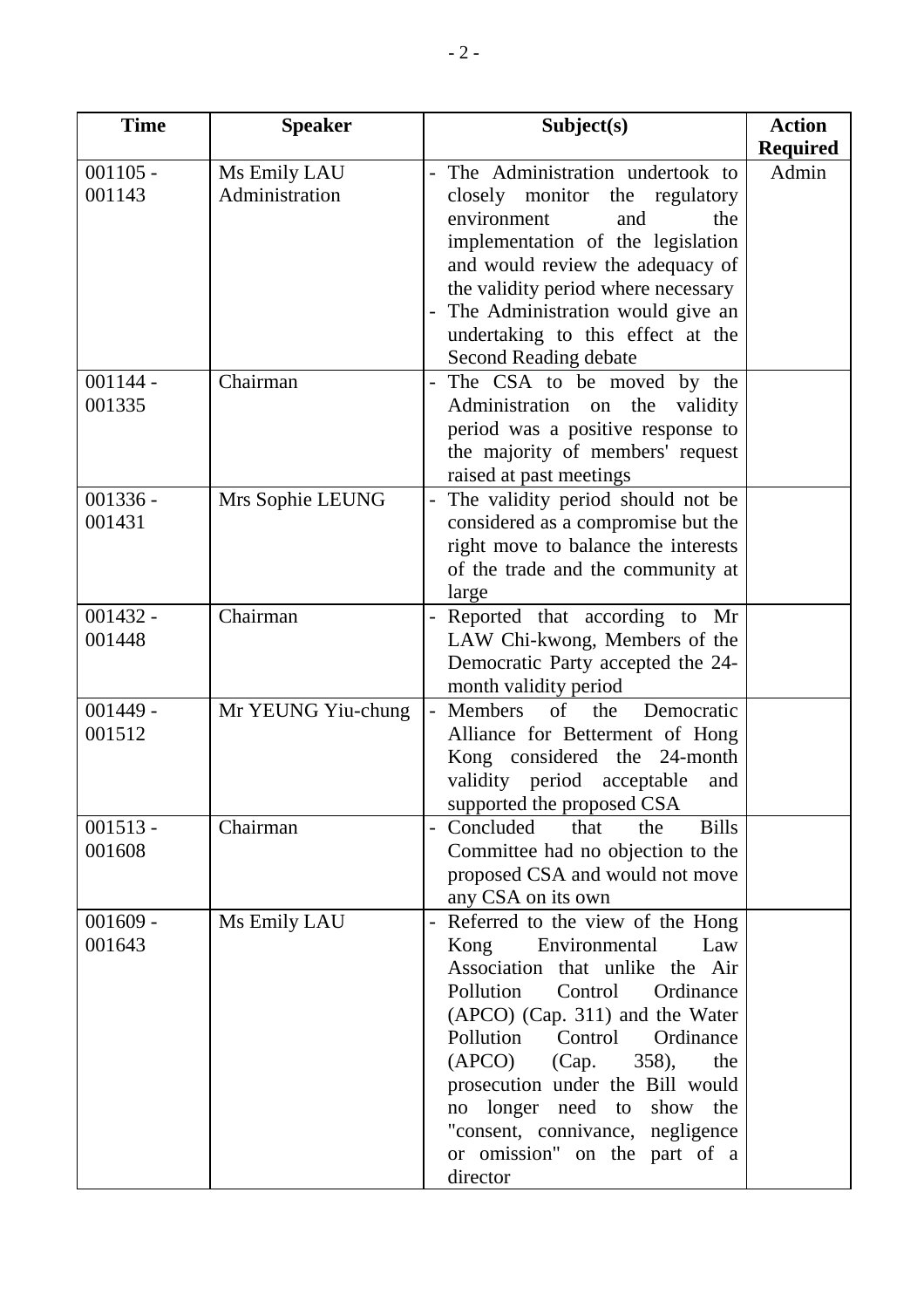| Time | Speaker | Subject(s) | Action Required |
|---|---|---|---|
| 001105 - 001143 | Ms Emily LAU<br>Administration | - The Administration undertook to closely monitor the regulatory environment and the implementation of the legislation and would review the adequacy of the validity period where necessary<br>- The Administration would give an undertaking to this effect at the Second Reading debate | Admin |
| 001144 - 001335 | Chairman | - The CSA to be moved by the Administration on the validity period was a positive response to the majority of members' request raised at past meetings | |
| 001336 - 001431 | Mrs Sophie LEUNG | - The validity period should not be considered as a compromise but the right move to balance the interests of the trade and the community at large | |
| 001432 - 001448 | Chairman | - Reported that according to Mr LAW Chi-kwong, Members of the Democratic Party accepted the 24-month validity period | |
| 001449 - 001512 | Mr YEUNG Yiu-chung | - Members of the Democratic Alliance for Betterment of Hong Kong considered the 24-month validity period acceptable and supported the proposed CSA | |
| 001513 - 001608 | Chairman | - Concluded that the Bills Committee had no objection to the proposed CSA and would not move any CSA on its own | |
| 001609 - 001643 | Ms Emily LAU | - Referred to the view of the Hong Kong Environmental Law Association that unlike the Air Pollution Control Ordinance (APCO) (Cap. 311) and the Water Pollution Control Ordinance (APCO) (Cap. 358), the prosecution under the Bill would no longer need to show the "consent, connivance, negligence or omission" on the part of a director | |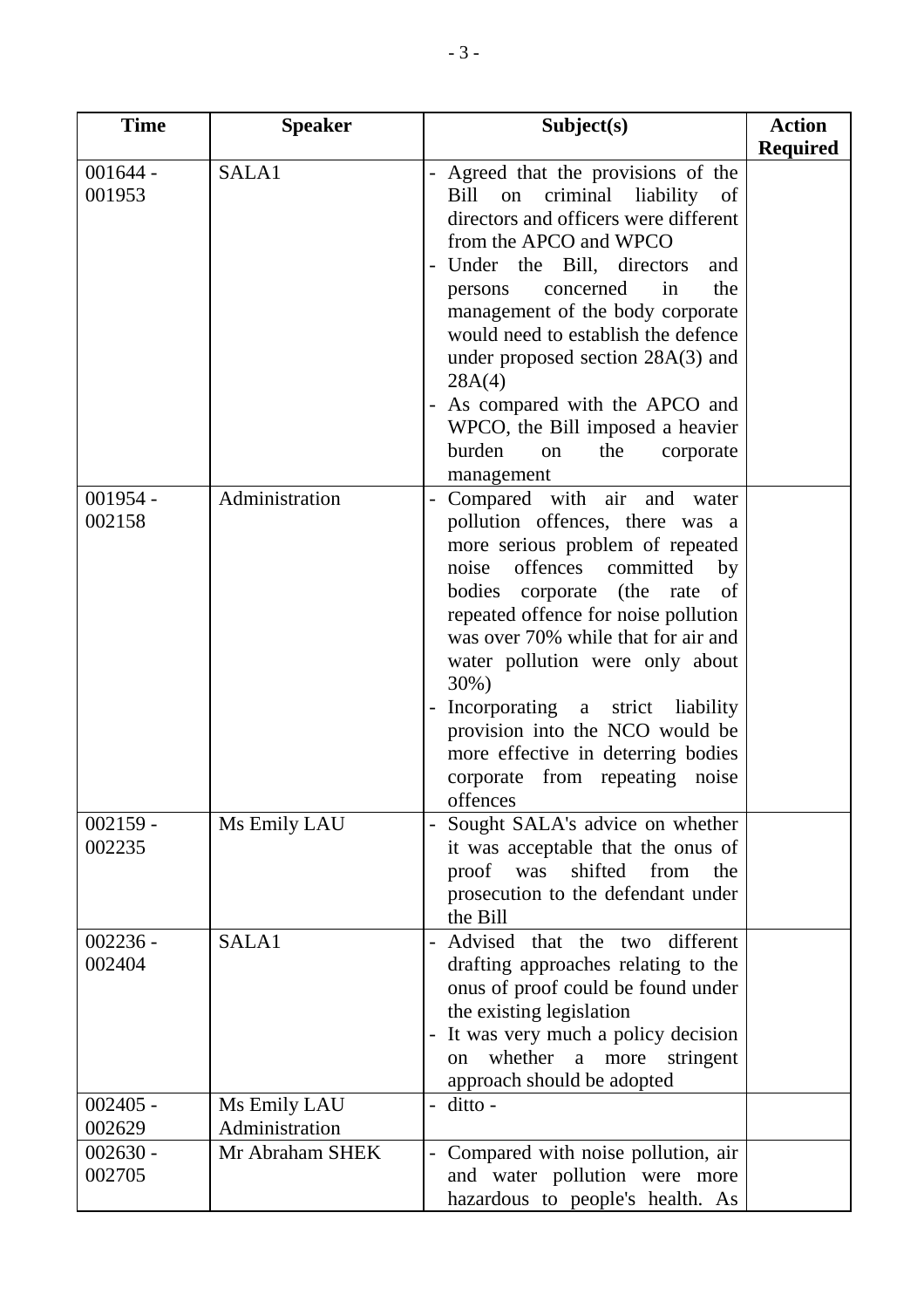| Time | Speaker | Subject(s) | Action Required |
|---|---|---|---|
| 001644 - 001953 | SALA1 | - Agreed that the provisions of the Bill on criminal liability of directors and officers were different from the APCO and WPCO<br>- Under the Bill, directors and persons concerned in the management of the body corporate would need to establish the defence under proposed section 28A(3) and 28A(4)<br>- As compared with the APCO and WPCO, the Bill imposed a heavier burden on the corporate management | |
| 001954 - 002158 | Administration | - Compared with air and water pollution offences, there was a more serious problem of repeated noise offences committed by bodies corporate (the rate of repeated offence for noise pollution was over 70% while that for air and water pollution were only about 30%)<br>- Incorporating a strict liability provision into the NCO would be more effective in deterring bodies corporate from repeating noise offences | |
| 002159 - 002235 | Ms Emily LAU | - Sought SALA's advice on whether it was acceptable that the onus of proof was shifted from the prosecution to the defendant under the Bill | |
| 002236 - 002404 | SALA1 | - Advised that the two different drafting approaches relating to the onus of proof could be found under the existing legislation<br>- It was very much a policy decision on whether a more stringent approach should be adopted | |
| 002405 - 002629 | Ms Emily LAU<br>Administration | - ditto - | |
| 002630 - 002705 | Mr Abraham SHEK | - Compared with noise pollution, air and water pollution were more hazardous to people's health. As | |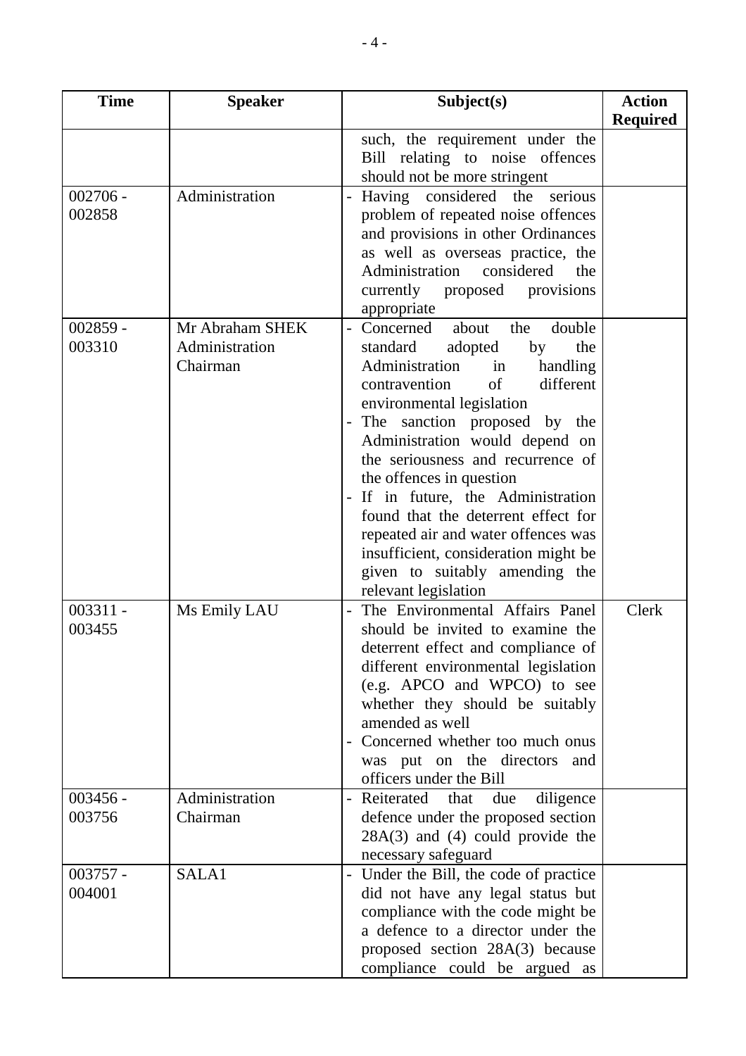| Time | Speaker | Subject(s) | Action Required |
|---|---|---|---|
| | | such, the requirement under the Bill relating to noise offences should not be more stringent | |
| 002706 - 002858 | Administration | - Having considered the serious problem of repeated noise offences and provisions in other Ordinances as well as overseas practice, the Administration considered the currently proposed provisions appropriate | |
| 002859 - 003310 | Mr Abraham SHEK<br>Administration<br>Chairman | - Concerned about the double standard adopted by the Administration in handling contravention of different environmental legislation<br>- The sanction proposed by the Administration would depend on the seriousness and recurrence of the offences in question<br>- If in future, the Administration found that the deterrent effect for repeated air and water offences was insufficient, consideration might be given to suitably amending the relevant legislation | |
| 003311 - 003455 | Ms Emily LAU | - The Environmental Affairs Panel should be invited to examine the deterrent effect and compliance of different environmental legislation (e.g. APCO and WPCO) to see whether they should be suitably amended as well<br>- Concerned whether too much onus was put on the directors and officers under the Bill | Clerk |
| 003456 - 003756 | Administration<br>Chairman | - Reiterated that due diligence defence under the proposed section 28A(3) and (4) could provide the necessary safeguard | |
| 003757 - 004001 | SALA1 | - Under the Bill, the code of practice did not have any legal status but compliance with the code might be a defence to a director under the proposed section 28A(3) because compliance could be argued as | |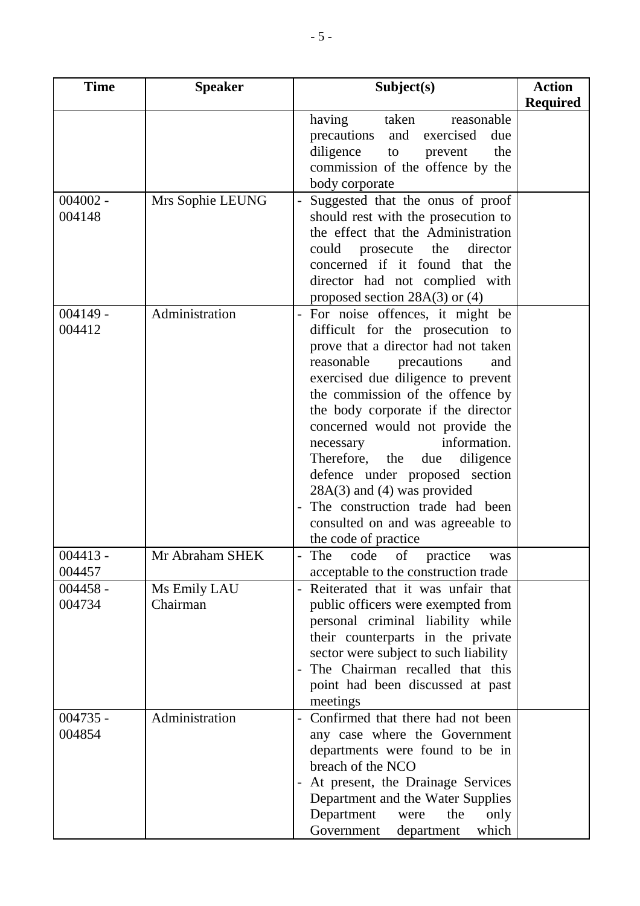| Time | Speaker | Subject(s) | Action Required |
|---|---|---|---|
| | | having taken reasonable precautions and exercised due diligence to prevent the commission of the offence by the body corporate | |
| 004002 - 004148 | Mrs Sophie LEUNG | - Suggested that the onus of proof should rest with the prosecution to the effect that the Administration could prosecute the director concerned if it found that the director had not complied with proposed section 28A(3) or (4) | |
| 004149 - 004412 | Administration | - For noise offences, it might be difficult for the prosecution to prove that a director had not taken reasonable precautions and exercised due diligence to prevent the commission of the offence by the body corporate if the director concerned would not provide the necessary information. Therefore, the due diligence defence under proposed section 28A(3) and (4) was provided<br>- The construction trade had been consulted on and was agreeable to the code of practice | |
| 004413 - 004457 | Mr Abraham SHEK | - The code of practice was acceptable to the construction trade | |
| 004458 - 004734 | Ms Emily LAU<br>Chairman | - Reiterated that it was unfair that public officers were exempted from personal criminal liability while their counterparts in the private sector were subject to such liability<br>- The Chairman recalled that this point had been discussed at past meetings | |
| 004735 - 004854 | Administration | - Confirmed that there had not been any case where the Government departments were found to be in breach of the NCO<br>- At present, the Drainage Services Department and the Water Supplies Department were the only Government department which | |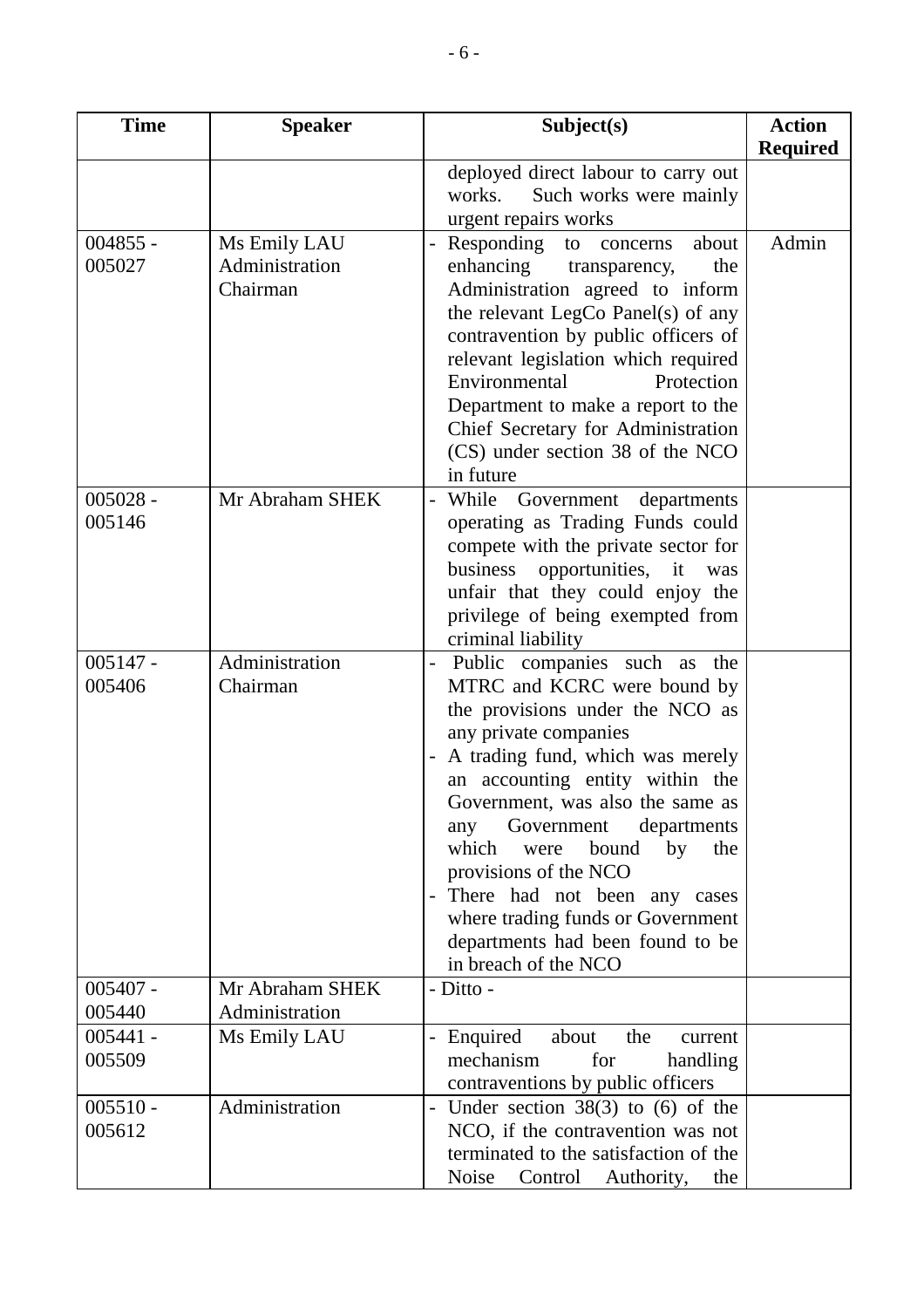| Time | Speaker | Subject(s) | Action Required |
|---|---|---|---|
| | | deployed direct labour to carry out works. Such works were mainly urgent repairs works | |
| 004855 - 005027 | Ms Emily LAU<br>Administration<br>Chairman | - Responding to concerns about enhancing transparency, the Administration agreed to inform the relevant LegCo Panel(s) of any contravention by public officers of relevant legislation which required Environmental Protection Department to make a report to the Chief Secretary for Administration (CS) under section 38 of the NCO in future | Admin |
| 005028 - 005146 | Mr Abraham SHEK | - While Government departments operating as Trading Funds could compete with the private sector for business opportunities, it was unfair that they could enjoy the privilege of being exempted from criminal liability | |
| 005147 - 005406 | Administration<br>Chairman | - Public companies such as the MTRC and KCRC were bound by the provisions under the NCO as any private companies<br>- A trading fund, which was merely an accounting entity within the Government, was also the same as any Government departments which were bound by the provisions of the NCO<br>- There had not been any cases where trading funds or Government departments had been found to be in breach of the NCO | |
| 005407 - 005440 | Mr Abraham SHEK<br>Administration | - Ditto - | |
| 005441 - 005509 | Ms Emily LAU | - Enquired about the current mechanism for handling contraventions by public officers | |
| 005510 - 005612 | Administration | - Under section 38(3) to (6) of the NCO, if the contravention was not terminated to the satisfaction of the Noise Control Authority, the | |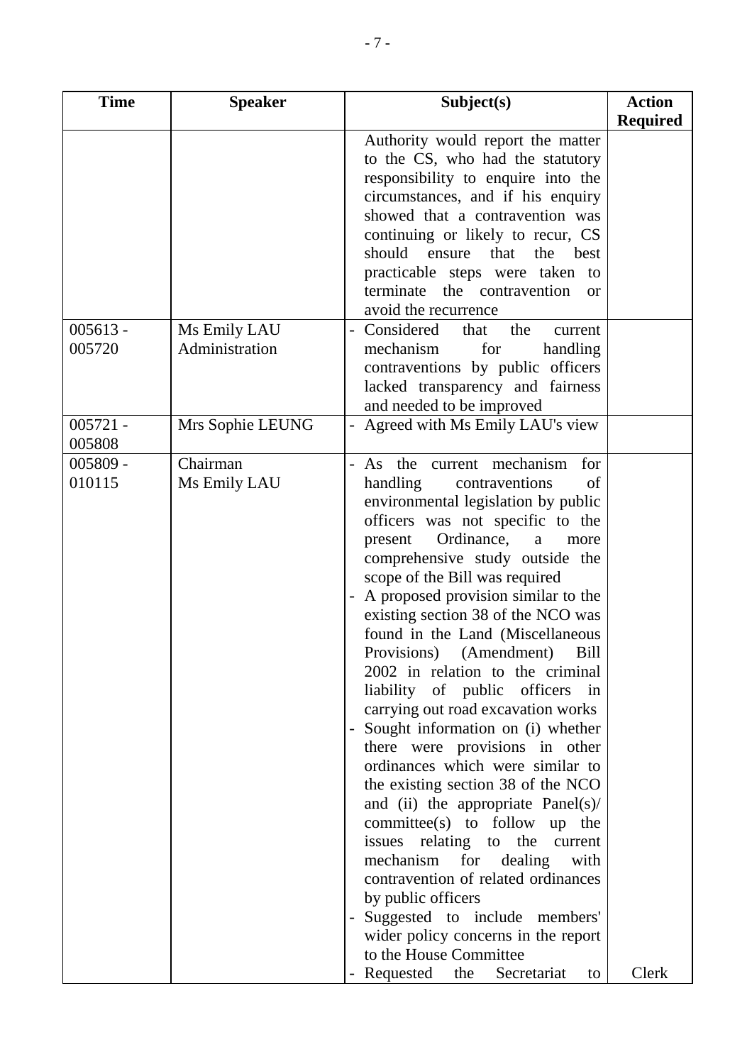| Time | Speaker | Subject(s) | Action Required |
|---|---|---|---|
| | | Authority would report the matter to the CS, who had the statutory responsibility to enquire into the circumstances, and if his enquiry showed that a contravention was continuing or likely to recur, CS should ensure that the best practicable steps were taken to terminate the contravention or avoid the recurrence | |
| 005613 - 005720 | Ms Emily LAU Administration | - Considered that the current mechanism for handling contraventions by public officers lacked transparency and fairness and needed to be improved | |
| 005721 - 005808 | Mrs Sophie LEUNG | - Agreed with Ms Emily LAU's view | |
| 005809 - 010115 | Chairman Ms Emily LAU | - As the current mechanism for handling contraventions of environmental legislation by public officers was not specific to the present Ordinance, a more comprehensive study outside the scope of the Bill was required<br>- A proposed provision similar to the existing section 38 of the NCO was found in the Land (Miscellaneous Provisions) (Amendment) Bill 2002 in relation to the criminal liability of public officers in carrying out road excavation works<br>- Sought information on (i) whether there were provisions in other ordinances which were similar to the existing section 38 of the NCO and (ii) the appropriate Panel(s)/ committee(s) to follow up the issues relating to the current mechanism for dealing with contravention of related ordinances by public officers<br>- Suggested to include members' wider policy concerns in the report to the House Committee<br>- Requested the Secretariat to | Clerk |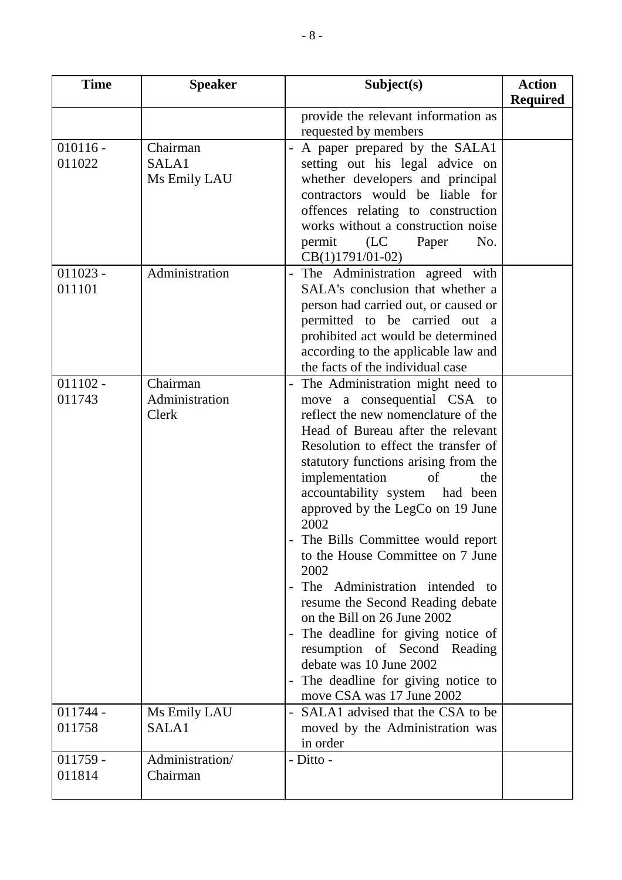| Time | Speaker | Subject(s) | Action Required |
|---|---|---|---|
| | | provide the relevant information as requested by members | |
| 010116 - 011022 | Chairman<br>SALA1<br>Ms Emily LAU | - A paper prepared by the SALA1 setting out his legal advice on whether developers and principal contractors would be liable for offences relating to construction works without a construction noise permit (LC Paper No. CB(1)1791/01-02) | |
| 011023 - 011101 | Administration | - The Administration agreed with SALA's conclusion that whether a person had carried out, or caused or permitted to be carried out a prohibited act would be determined according to the applicable law and the facts of the individual case | |
| 011102 - 011743 | Chairman<br>Administration<br>Clerk | - The Administration might need to move a consequential CSA to reflect the new nomenclature of the Head of Bureau after the relevant Resolution to effect the transfer of statutory functions arising from the implementation of the accountability system had been approved by the LegCo on 19 June 2002<br>- The Bills Committee would report to the House Committee on 7 June 2002<br>- The Administration intended to resume the Second Reading debate on the Bill on 26 June 2002<br>- The deadline for giving notice of resumption of Second Reading debate was 10 June 2002<br>- The deadline for giving notice to move CSA was 17 June 2002 | |
| 011744 - 011758 | Ms Emily LAU<br>SALA1 | - SALA1 advised that the CSA to be moved by the Administration was in order | |
| 011759 - 011814 | Administration/<br>Chairman | - Ditto - | |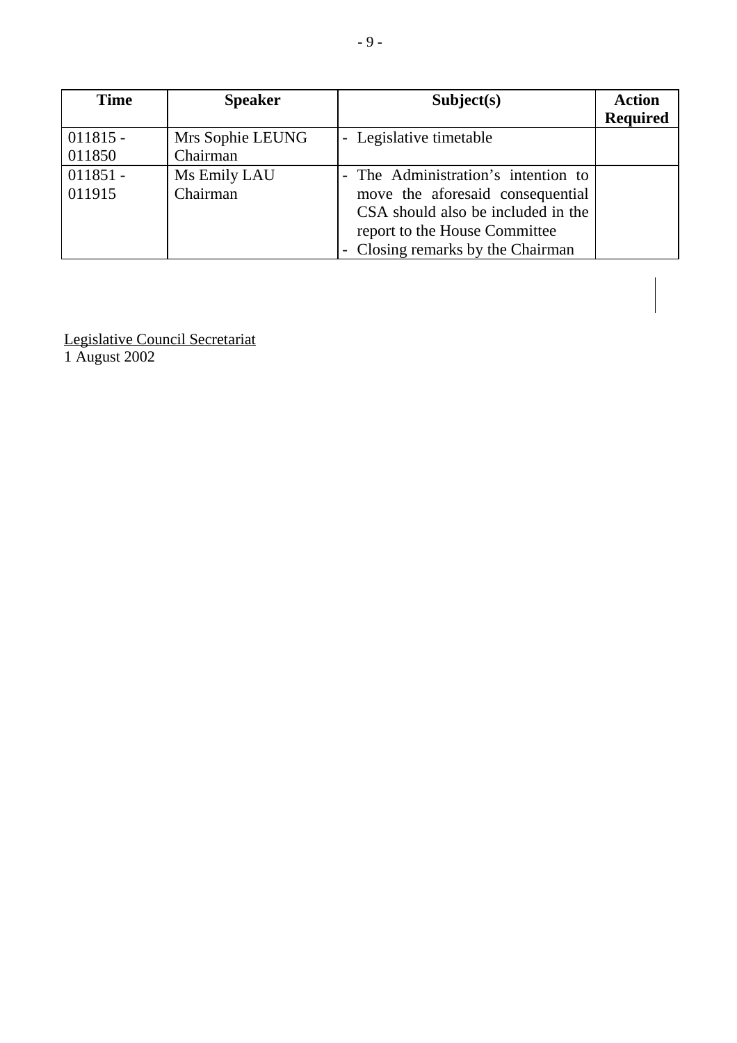| Time | Speaker | Subject(s) | Action Required |
|---|---|---|---|
| 011815 - 011850 | Mrs Sophie LEUNG<br>Chairman | - Legislative timetable | |
| 011851 - 011915 | Ms Emily LAU<br>Chairman | - The Administration's intention to move the aforesaid consequential CSA should also be included in the report to the House Committee<br>- Closing remarks by the Chairman | |

Legislative Council Secretariat
1 August 2002